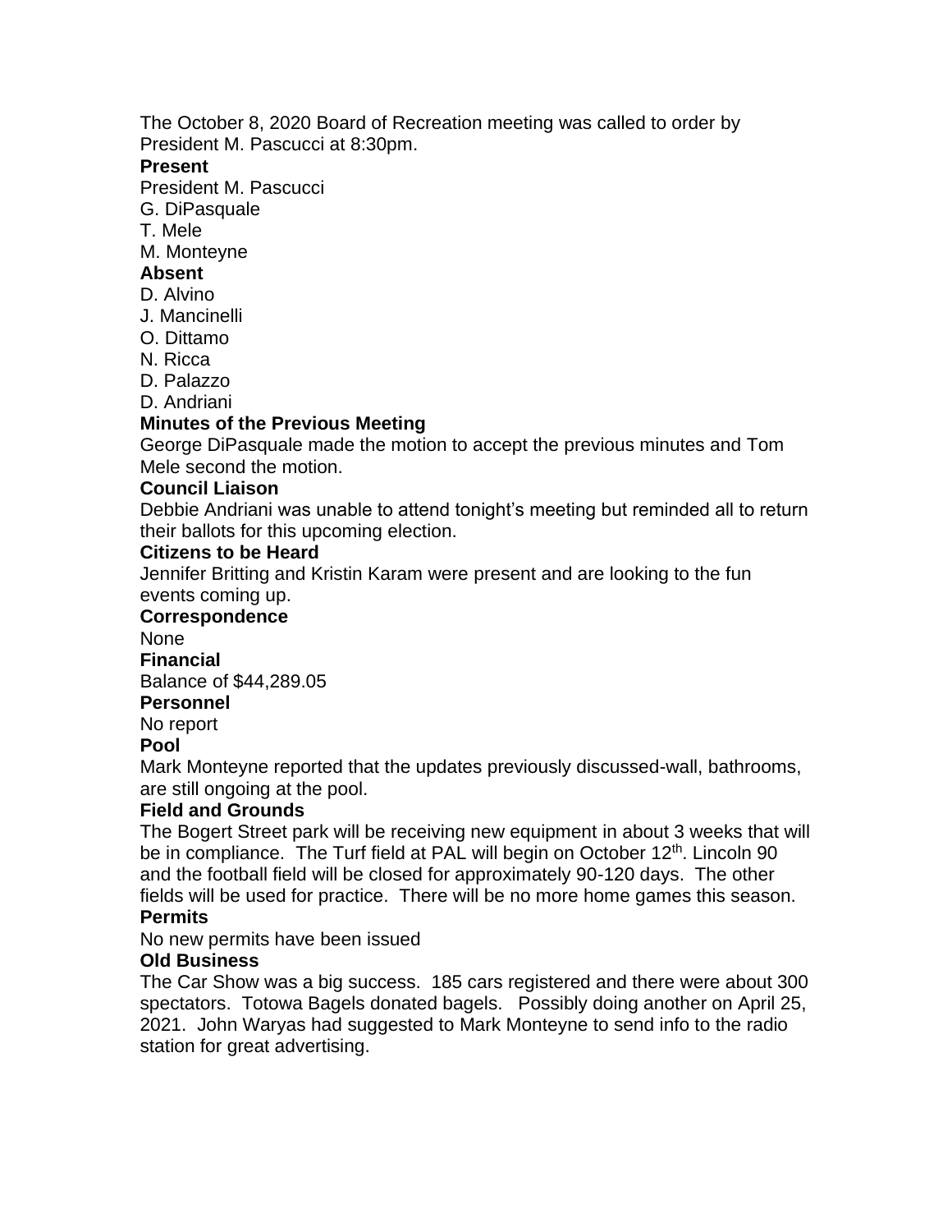The October 8, 2020 Board of Recreation meeting was called to order by President M. Pascucci at 8:30pm.

**Present**

President M. Pascucci
G. DiPasquale
T. Mele
M. Monteyne

**Absent**

D. Alvino
J. Mancinelli
O. Dittamo
N. Ricca
D. Palazzo
D. Andriani

**Minutes of the Previous Meeting**

George DiPasquale made the motion to accept the previous minutes and Tom Mele second the motion.

**Council Liaison**

Debbie Andriani was unable to attend tonight's meeting but reminded all to return their ballots for this upcoming election.

**Citizens to be Heard**

Jennifer Britting and Kristin Karam were present and are looking to the fun events coming up.

**Correspondence**

None

**Financial**

Balance of $44,289.05

**Personnel**

No report

**Pool**

Mark Monteyne reported that the updates previously discussed-wall, bathrooms, are still ongoing at the pool.

**Field and Grounds**

The Bogert Street park will be receiving new equipment in about 3 weeks that will be in compliance. The Turf field at PAL will begin on October 12th. Lincoln 90 and the football field will be closed for approximately 90-120 days. The other fields will be used for practice. There will be no more home games this season.

**Permits**

No new permits have been issued

**Old Business**

The Car Show was a big success. 185 cars registered and there were about 300 spectators. Totowa Bagels donated bagels. Possibly doing another on April 25, 2021. John Waryas had suggested to Mark Monteyne to send info to the radio station for great advertising.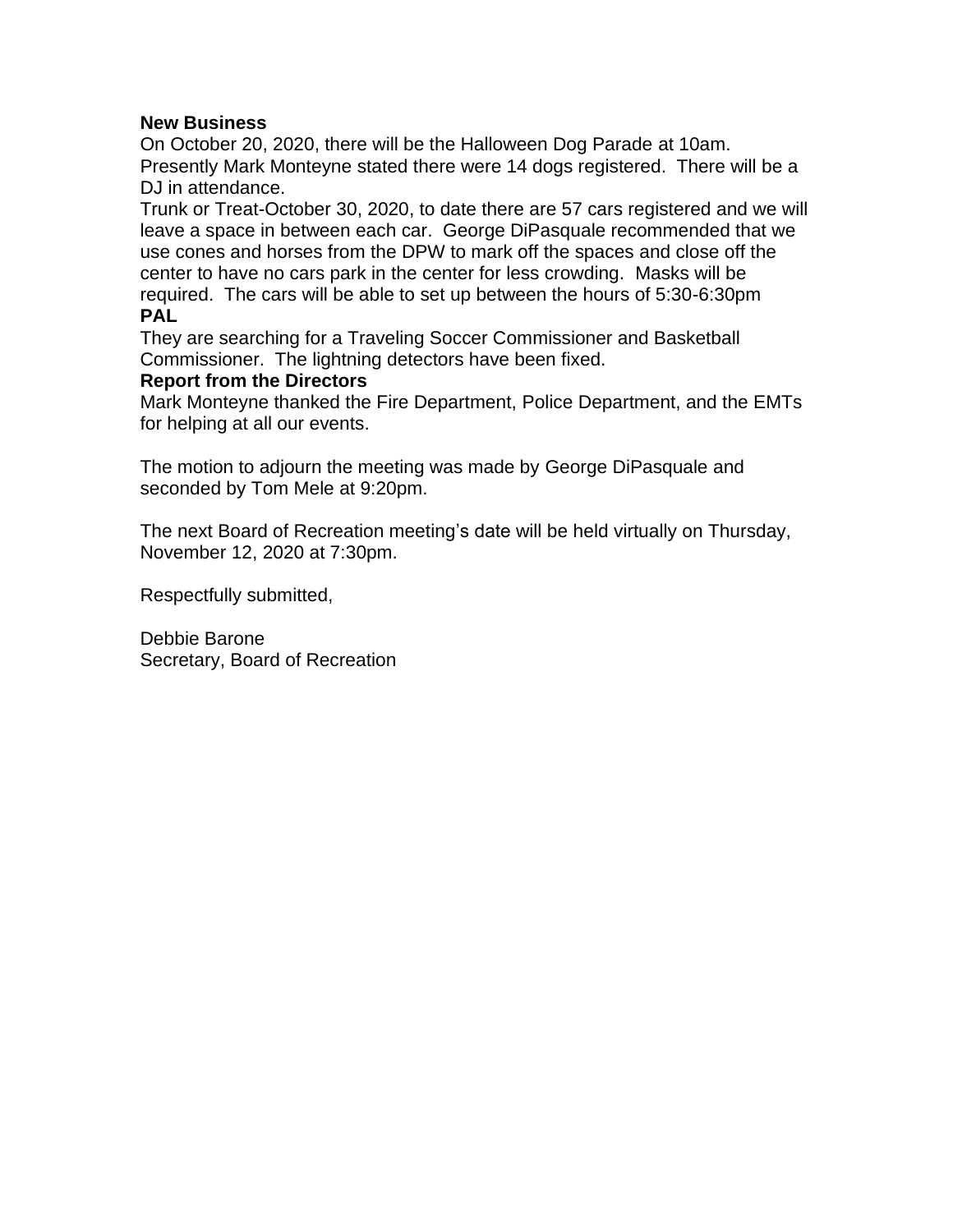**New Business**

On October 20, 2020, there will be the Halloween Dog Parade at 10am. Presently Mark Monteyne stated there were 14 dogs registered. There will be a DJ in attendance.

Trunk or Treat-October 30, 2020, to date there are 57 cars registered and we will leave a space in between each car. George DiPasquale recommended that we use cones and horses from the DPW to mark off the spaces and close off the center to have no cars park in the center for less crowding. Masks will be required. The cars will be able to set up between the hours of 5:30-6:30pm

**PAL**

They are searching for a Traveling Soccer Commissioner and Basketball Commissioner. The lightning detectors have been fixed.

**Report from the Directors**

Mark Monteyne thanked the Fire Department, Police Department, and the EMTs for helping at all our events.

The motion to adjourn the meeting was made by George DiPasquale and seconded by Tom Mele at 9:20pm.

The next Board of Recreation meeting's date will be held virtually on Thursday, November 12, 2020 at 7:30pm.

Respectfully submitted,

Debbie Barone
Secretary, Board of Recreation